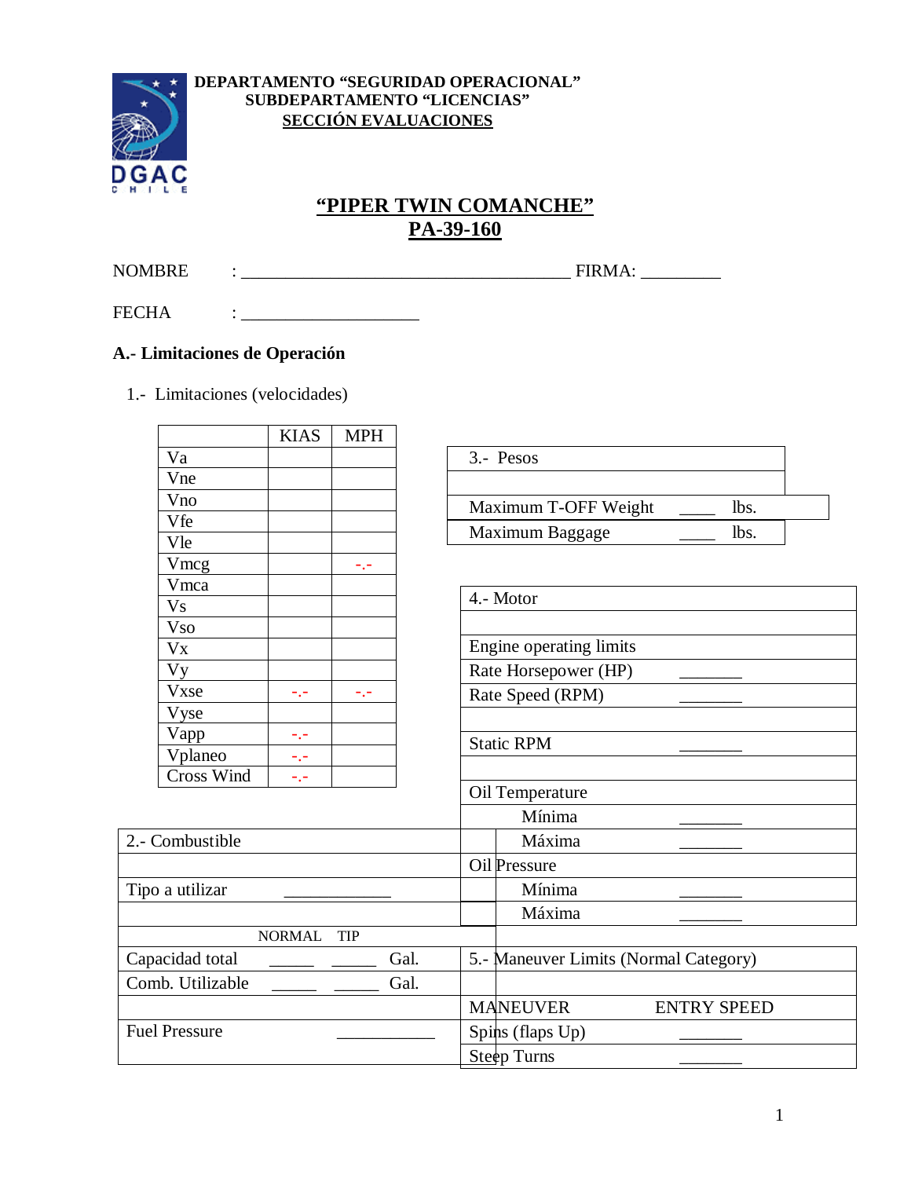**DEPARTAMENTO "SEGURIDAD OPERACIONAL"**
**SUBDEPARTAMENTO "LICENCIAS"**
**SECCIÓN EVALUACIONES**

# "PIPER TWIN COMANCHE"
# PA-39-160

NOMBRE : _____________________________________ FIRMA: _________

FECHA : ____________________

## A.- Limitaciones de Operación

1.- Limitaciones (velocidades)

| | KIAS | MPH |
|---|---|---|
| Va | | |
| Vne | | |
| Vno | | |
| Vfe | | |
| Vle | | |
| Vmcg | | -.- |
| Vmca | | |
| Vs | | |
| Vso | | |
| Vx | | |
| Vy | | |
| Vxse | -.- | -.- |
| Vyse | | |
| Vapp | -.- | |
| Vplaneo | -.- | |
| Cross Wind | -.- | |

| 3.- Pesos | | |
|---|---|---|
| | | |
| Maximum T-OFF Weight | ____ | lbs. |
| Maximum Baggage | ____ | lbs. |

| 4.- Motor | |
|---|---|
| | |
| Engine operating limits | |
| Rate Horsepower (HP) | _______ |
| Rate Speed (RPM) | _______ |
| | |
| Static RPM | _______ |
| | |
| Oil Temperature | |
| Mínima | _______ |
| Máxima | _______ |
| Oil Pressure | |
| Mínima | _______ |
| Máxima | _______ |

| 2.- Combustible | | | |
|---|---|---|---|
| | | | |
| Tipo a utilizar | ____________ | | |
| | | | |
| | NORMAL | TIP | |
| Capacidad total | _____ | _____ | Gal. |
| Comb. Utilizable | _____ | _____ | Gal. |
| | | | |
| Fuel Pressure | ___________ | | |

| 5.- Maneuver Limits (Normal Category) | |
|---|---|
| | |
| MANEUVER | ENTRY SPEED |
| Spins (flaps Up) | _______ |
| Steep Turns | _______ |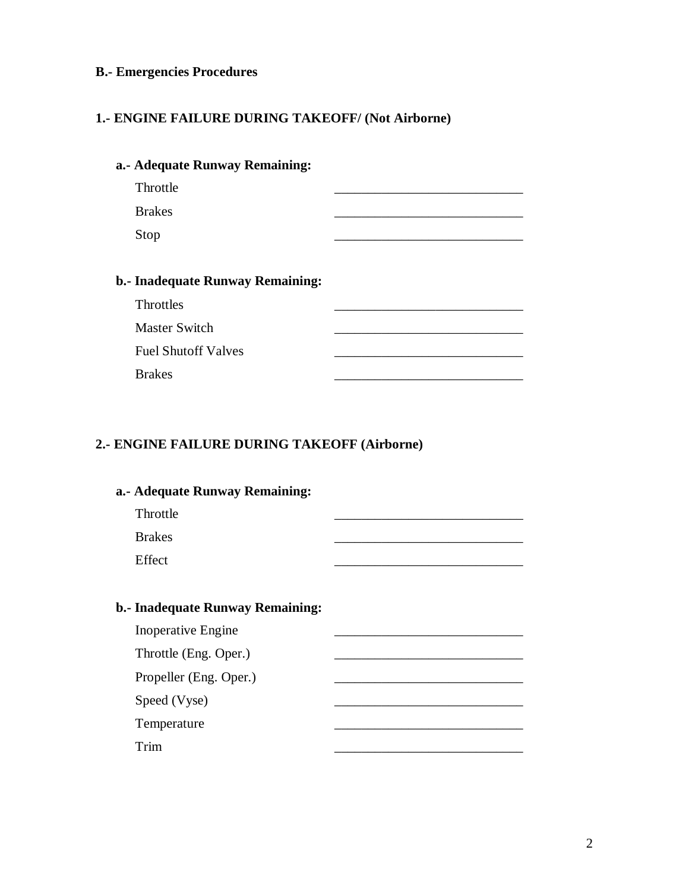**B.- Emergencies Procedures**

**1.- ENGINE FAILURE DURING TAKEOFF/ (Not Airborne)**

**a.- Adequate Runway Remaining:**

Throttle ____________________________

Brakes ____________________________

Stop ____________________________

**b.- Inadequate Runway Remaining:**

Throttles ____________________________

Master Switch ____________________________

Fuel Shutoff Valves ____________________________

Brakes ____________________________

**2.- ENGINE FAILURE DURING TAKEOFF (Airborne)**

**a.- Adequate Runway Remaining:**

Throttle ____________________________

Brakes ____________________________

Effect ____________________________

**b.- Inadequate Runway Remaining:**

Inoperative Engine ____________________________

Throttle (Eng. Oper.) ____________________________

Propeller (Eng. Oper.) ____________________________

Speed (Vyse) ____________________________

Temperature ____________________________

Trim ____________________________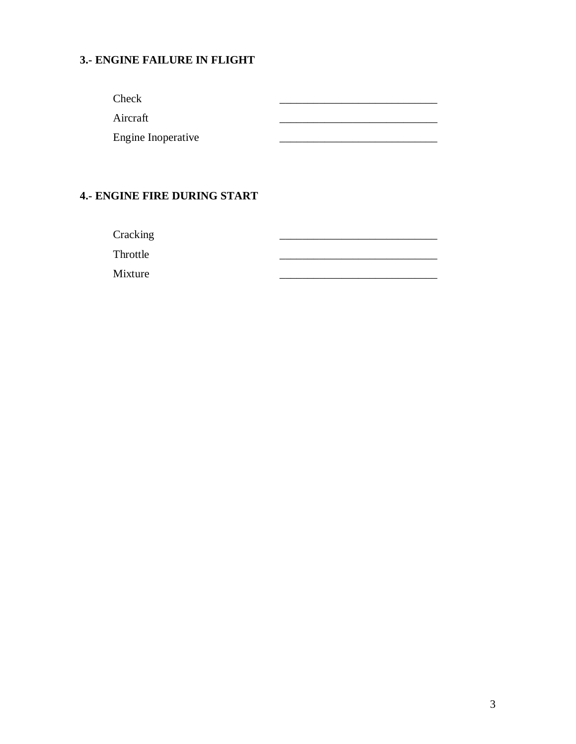**3.- ENGINE FAILURE IN FLIGHT**

Check ____________________________

Aircraft ____________________________

Engine Inoperative ____________________________

**4.- ENGINE FIRE DURING START**

Cracking ____________________________

Throttle ____________________________

Mixture ____________________________